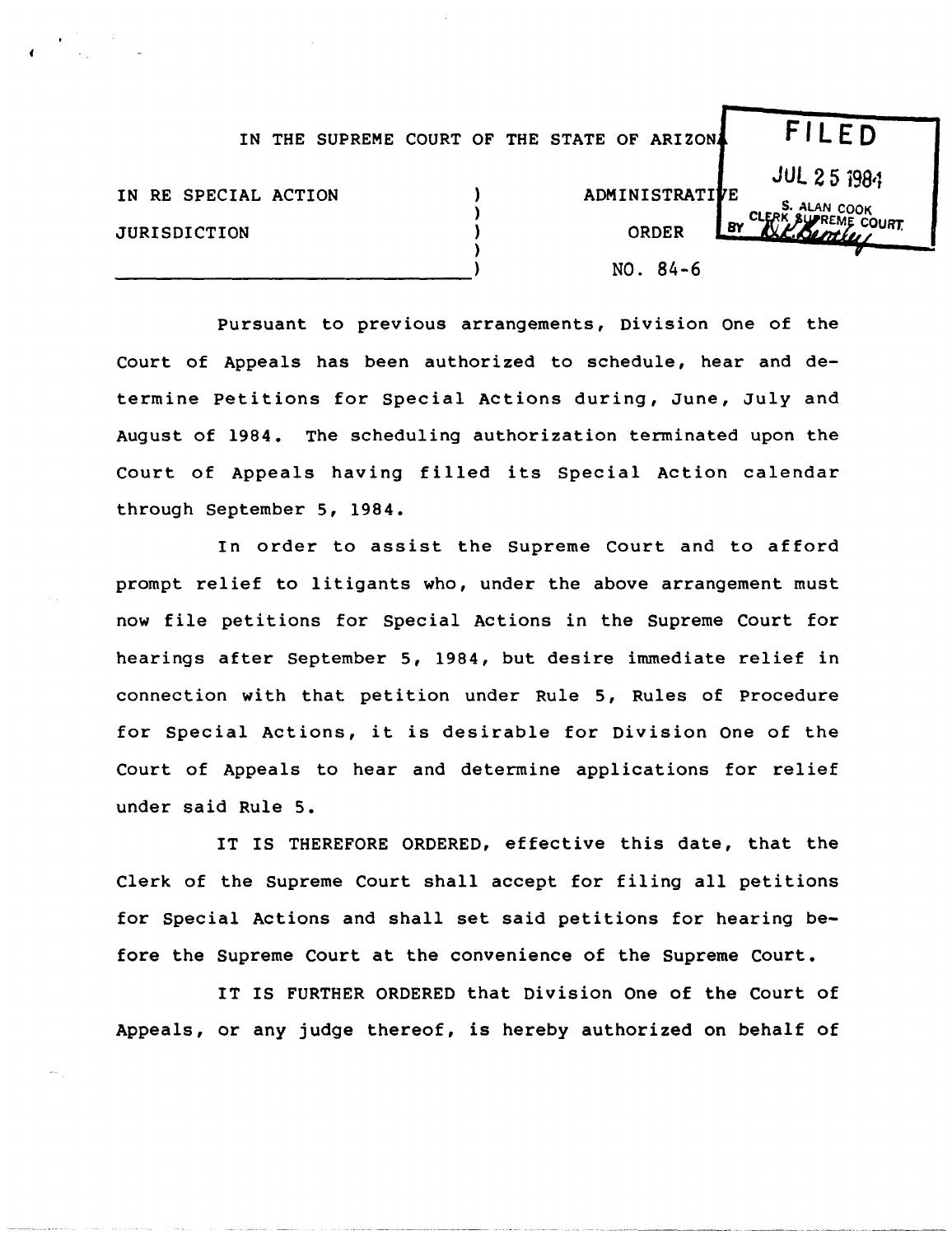IN THE SUPREME COURT OF THE STATE OF ARIZONA

FILED
JUL 25 1984
S. ALAN COOK
CLERK SUPREME COURT
BY

IN RE SPECIAL ACTION JURISDICTION

ADMINISTRATIVE ORDER NO. 84-6

Pursuant to previous arrangements, Division One of the Court of Appeals has been authorized to schedule, hear and determine Petitions for Special Actions during, June, July and August of 1984. The scheduling authorization terminated upon the Court of Appeals having filled its Special Action calendar through September 5, 1984.

In order to assist the Supreme Court and to afford prompt relief to litigants who, under the above arrangement must now file petitions for Special Actions in the Supreme Court for hearings after September 5, 1984, but desire immediate relief in connection with that petition under Rule 5, Rules of Procedure for Special Actions, it is desirable for Division One of the Court of Appeals to hear and determine applications for relief under said Rule 5.

IT IS THEREFORE ORDERED, effective this date, that the Clerk of the Supreme Court shall accept for filing all petitions for Special Actions and shall set said petitions for hearing before the Supreme Court at the convenience of the Supreme Court.

IT IS FURTHER ORDERED that Division One of the Court of Appeals, or any judge thereof, is hereby authorized on behalf of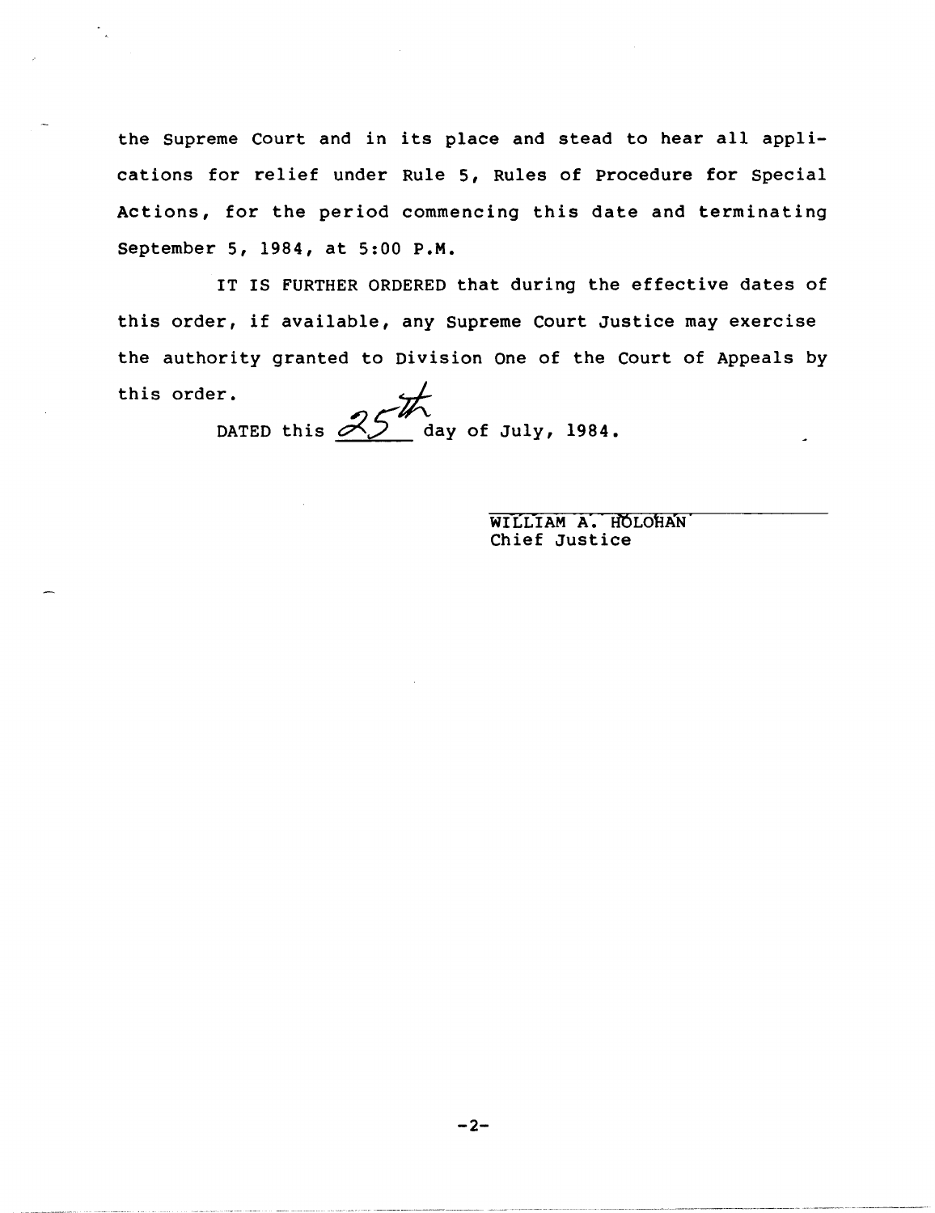the Supreme Court and in its place and stead to hear all applications for relief under Rule 5, Rules of Procedure for Special Actions, for the period commencing this date and terminating September 5, 1984, at 5:00 P.M.

IT IS FURTHER ORDERED that during the effective dates of this order, if available, any Supreme Court Justice may exercise the authority granted to Division One of the Court of Appeals by this order.

DATED this 25th day of July, 1984.

WILLIAM A. HOLOHAN
Chief Justice